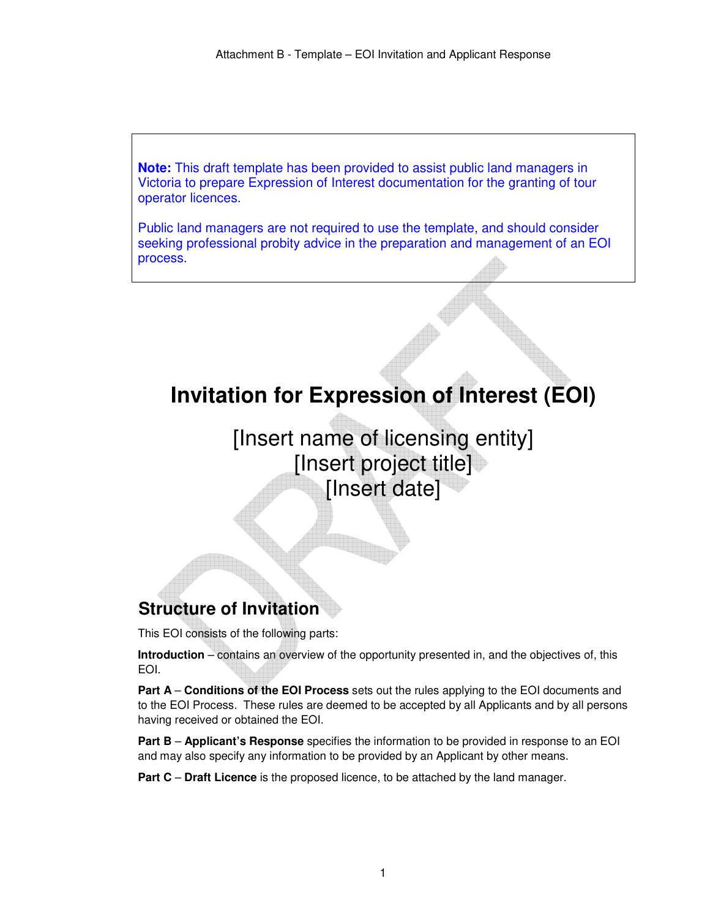> **Note:** This draft template has been provided to assist public land managers in Victoria to prepare Expression of Interest documentation for the granting of tour operator licences.
>
> Public land managers are not required to use the template, and should consider seeking professional probity advice in the preparation and management of an EOI process.

# Invitation for Expression of Interest (EOI)

[Insert name of licensing entity]
[Insert project title]
[Insert date]

## Structure of Invitation

This EOI consists of the following parts:

**Introduction** – contains an overview of the opportunity presented in, and the objectives of, this EOI.

**Part A** – **Conditions of the EOI Process** sets out the rules applying to the EOI documents and to the EOI Process. These rules are deemed to be accepted by all Applicants and by all persons having received or obtained the EOI.

**Part B** – **Applicant's Response** specifies the information to be provided in response to an EOI and may also specify any information to be provided by an Applicant by other means.

**Part C** – **Draft Licence** is the proposed licence, to be attached by the land manager.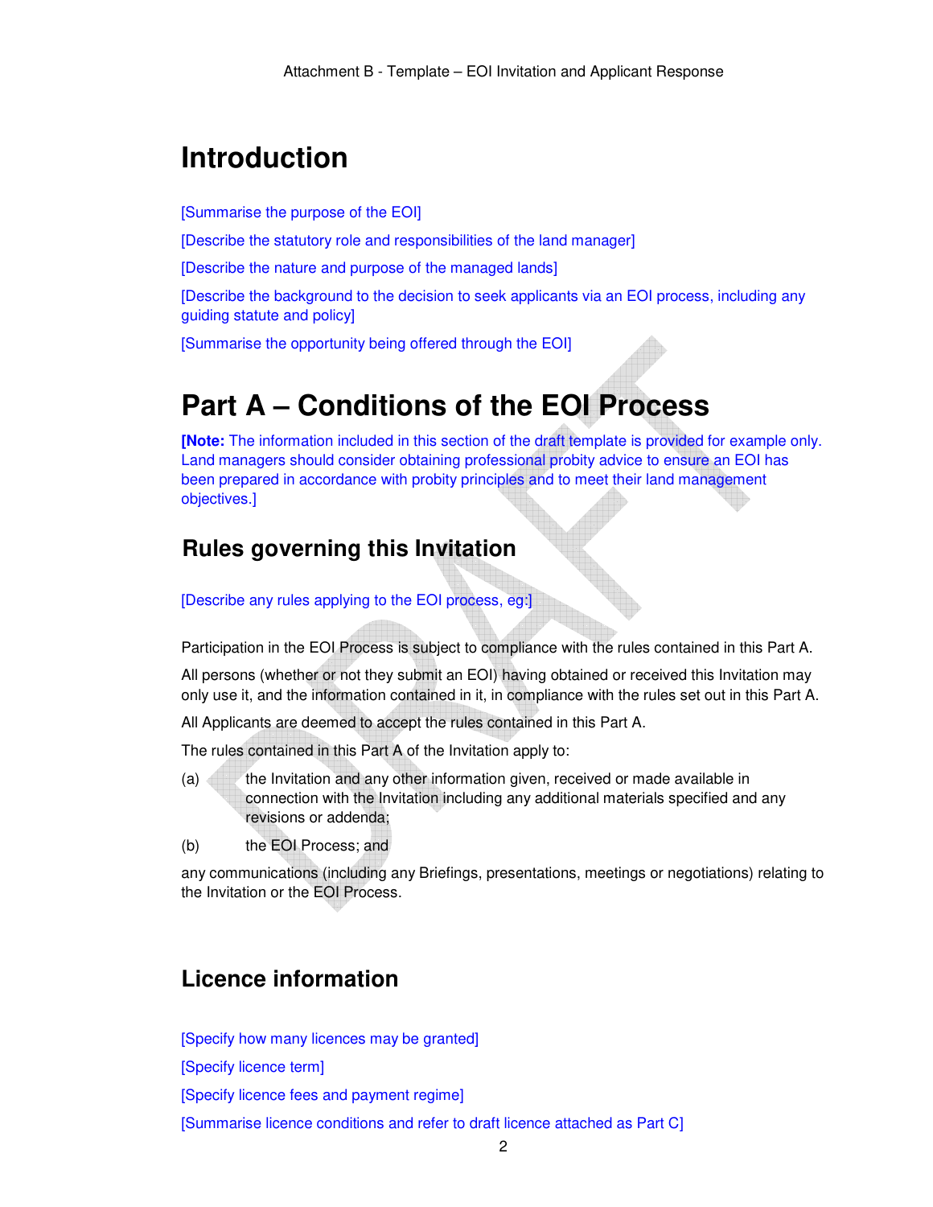# Introduction

[Summarise the purpose of the EOI]

[Describe the statutory role and responsibilities of the land manager]

[Describe the nature and purpose of the managed lands]

[Describe the background to the decision to seek applicants via an EOI process, including any guiding statute and policy]

[Summarise the opportunity being offered through the EOI]

# Part A – Conditions of the EOI Process

**[Note:** The information included in this section of the draft template is provided for example only. Land managers should consider obtaining professional probity advice to ensure an EOI has been prepared in accordance with probity principles and to meet their land management objectives.]

## Rules governing this Invitation

[Describe any rules applying to the EOI process, eg:]

Participation in the EOI Process is subject to compliance with the rules contained in this Part A.

All persons (whether or not they submit an EOI) having obtained or received this Invitation may only use it, and the information contained in it, in compliance with the rules set out in this Part A.

All Applicants are deemed to accept the rules contained in this Part A.

The rules contained in this Part A of the Invitation apply to:

(a) the Invitation and any other information given, received or made available in connection with the Invitation including any additional materials specified and any revisions or addenda;

(b) the EOI Process; and

any communications (including any Briefings, presentations, meetings or negotiations) relating to the Invitation or the EOI Process.

## Licence information

[Specify how many licences may be granted]

[Specify licence term]

[Specify licence fees and payment regime]

[Summarise licence conditions and refer to draft licence attached as Part C]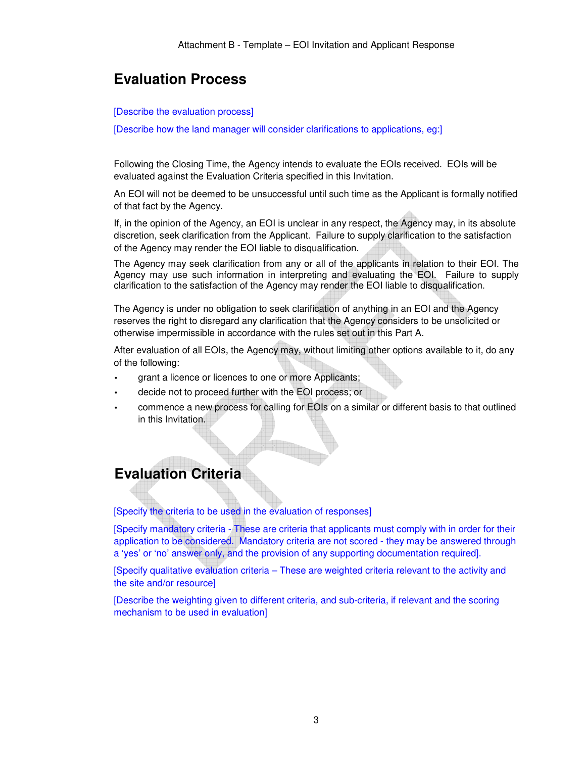# Evaluation Process

[Describe the evaluation process]

[Describe how the land manager will consider clarifications to applications, eg:]

Following the Closing Time, the Agency intends to evaluate the EOIs received. EOIs will be evaluated against the Evaluation Criteria specified in this Invitation.

An EOI will not be deemed to be unsuccessful until such time as the Applicant is formally notified of that fact by the Agency.

If, in the opinion of the Agency, an EOI is unclear in any respect, the Agency may, in its absolute discretion, seek clarification from the Applicant. Failure to supply clarification to the satisfaction of the Agency may render the EOI liable to disqualification.

The Agency may seek clarification from any or all of the applicants in relation to their EOI. The Agency may use such information in interpreting and evaluating the EOI. Failure to supply clarification to the satisfaction of the Agency may render the EOI liable to disqualification.

The Agency is under no obligation to seek clarification of anything in an EOI and the Agency reserves the right to disregard any clarification that the Agency considers to be unsolicited or otherwise impermissible in accordance with the rules set out in this Part A.

After evaluation of all EOIs, the Agency may, without limiting other options available to it, do any of the following:

- grant a licence or licences to one or more Applicants;
- decide not to proceed further with the EOI process; or
- commence a new process for calling for EOIs on a similar or different basis to that outlined in this Invitation.

# Evaluation Criteria

[Specify the criteria to be used in the evaluation of responses]

[Specify mandatory criteria - These are criteria that applicants must comply with in order for their application to be considered. Mandatory criteria are not scored - they may be answered through a 'yes' or 'no' answer only, and the provision of any supporting documentation required].

[Specify qualitative evaluation criteria – These are weighted criteria relevant to the activity and the site and/or resource]

[Describe the weighting given to different criteria, and sub-criteria, if relevant and the scoring mechanism to be used in evaluation]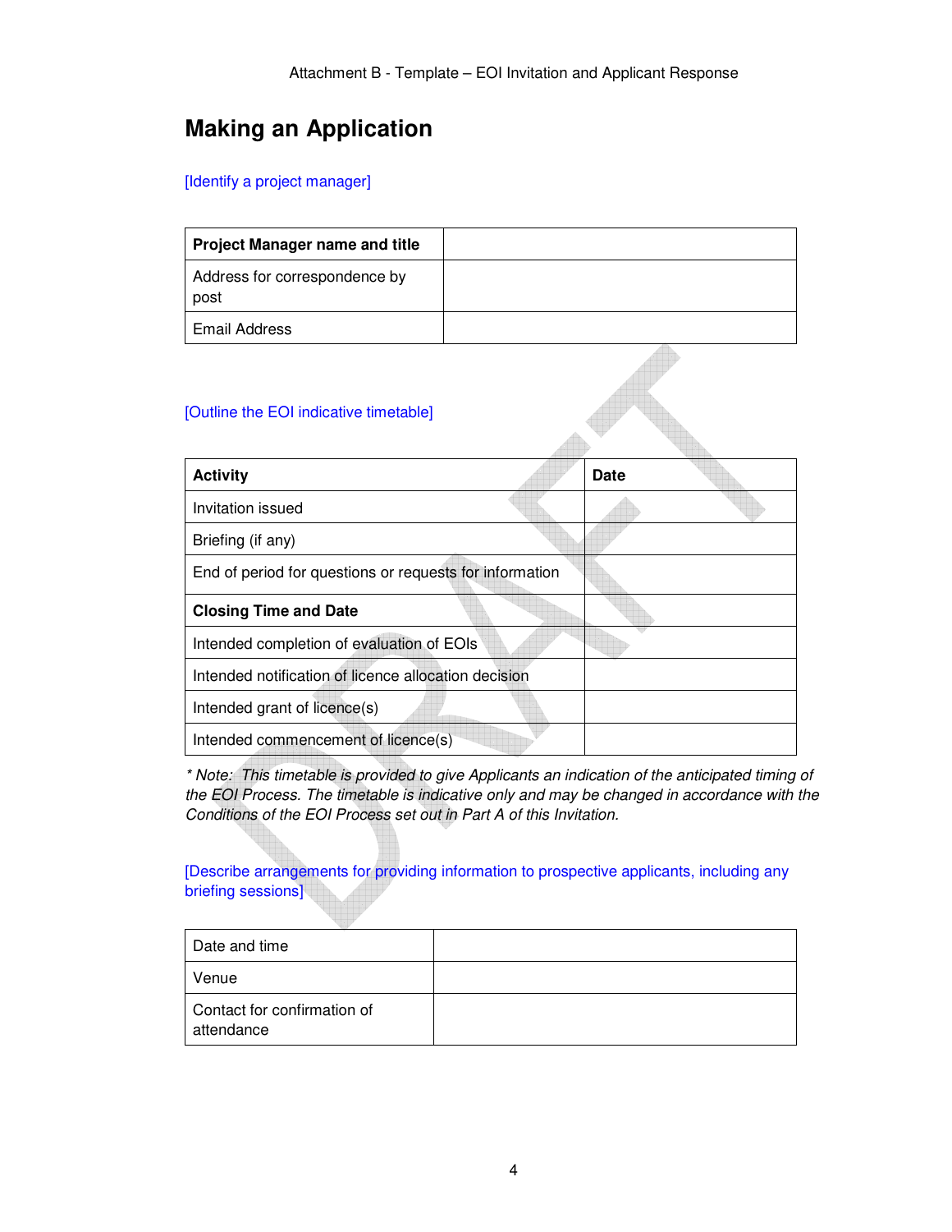# Making an Application

[Identify a project manager]

| **Project Manager name and title** | |
|---|---|
| Address for correspondence by post | |
| Email Address | |

[Outline the EOI indicative timetable]

| **Activity** | **Date** |
|---|---|
| Invitation issued | |
| Briefing (if any) | |
| End of period for questions or requests for information | |
| **Closing Time and Date** | |
| Intended completion of evaluation of EOIs | |
| Intended notification of licence allocation decision | |
| Intended grant of licence(s) | |
| Intended commencement of licence(s) | |

*\* Note: This timetable is provided to give Applicants an indication of the anticipated timing of the EOI Process. The timetable is indicative only and may be changed in accordance with the Conditions of the EOI Process set out in Part A of this Invitation.*

[Describe arrangements for providing information to prospective applicants, including any briefing sessions]

| Date and time | |
|---|---|
| Venue | |
| Contact for confirmation of attendance | |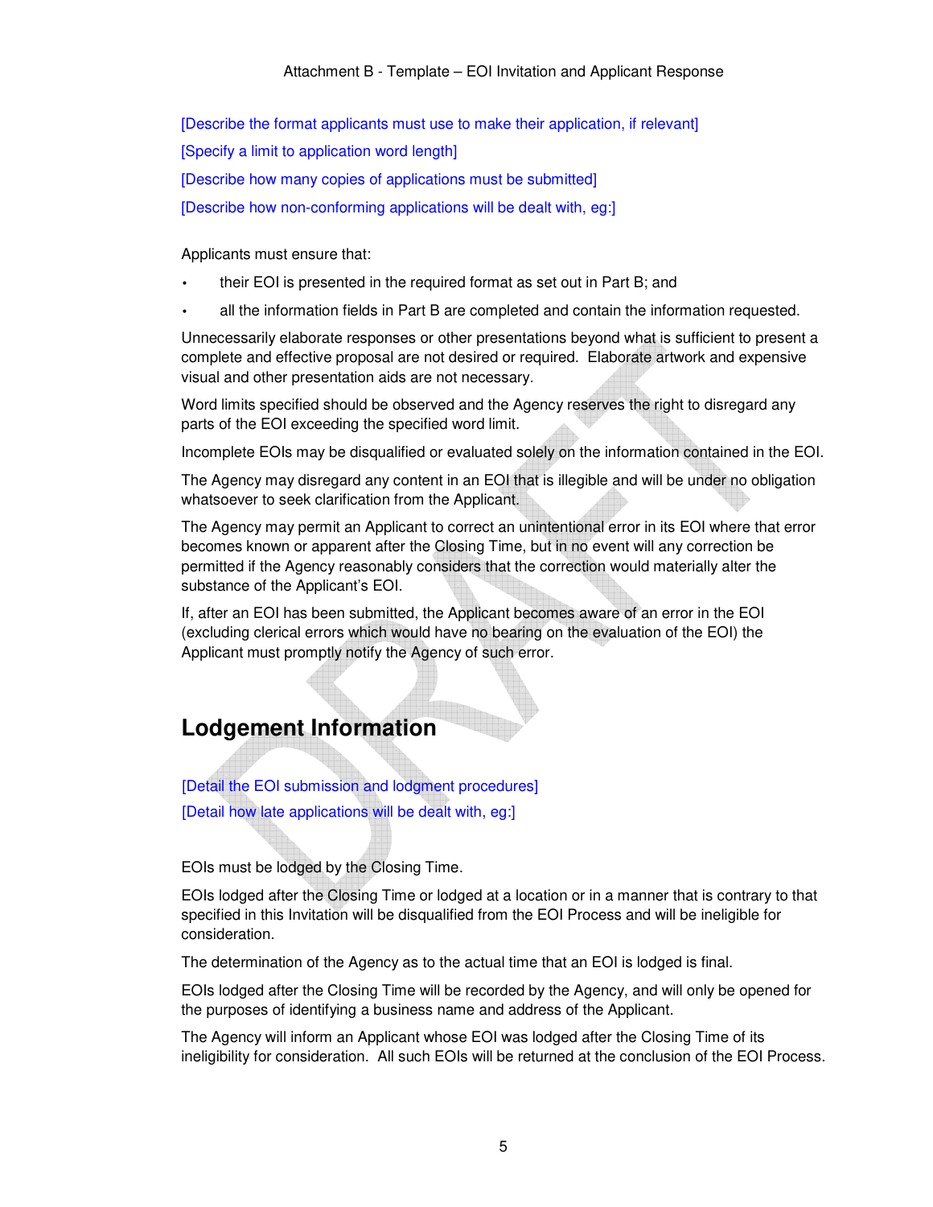[Describe the format applicants must use to make their application, if relevant]

[Specify a limit to application word length]

[Describe how many copies of applications must be submitted]

[Describe how non-conforming applications will be dealt with, eg:]

Applicants must ensure that:

- their EOI is presented in the required format as set out in Part B; and
- all the information fields in Part B are completed and contain the information requested.

Unnecessarily elaborate responses or other presentations beyond what is sufficient to present a complete and effective proposal are not desired or required. Elaborate artwork and expensive visual and other presentation aids are not necessary.

Word limits specified should be observed and the Agency reserves the right to disregard any parts of the EOI exceeding the specified word limit.

Incomplete EOIs may be disqualified or evaluated solely on the information contained in the EOI.

The Agency may disregard any content in an EOI that is illegible and will be under no obligation whatsoever to seek clarification from the Applicant.

The Agency may permit an Applicant to correct an unintentional error in its EOI where that error becomes known or apparent after the Closing Time, but in no event will any correction be permitted if the Agency reasonably considers that the correction would materially alter the substance of the Applicant's EOI.

If, after an EOI has been submitted, the Applicant becomes aware of an error in the EOI (excluding clerical errors which would have no bearing on the evaluation of the EOI) the Applicant must promptly notify the Agency of such error.

# Lodgement Information

[Detail the EOI submission and lodgment procedures]

[Detail how late applications will be dealt with, eg:]

EOIs must be lodged by the Closing Time.

EOIs lodged after the Closing Time or lodged at a location or in a manner that is contrary to that specified in this Invitation will be disqualified from the EOI Process and will be ineligible for consideration.

The determination of the Agency as to the actual time that an EOI is lodged is final.

EOIs lodged after the Closing Time will be recorded by the Agency, and will only be opened for the purposes of identifying a business name and address of the Applicant.

The Agency will inform an Applicant whose EOI was lodged after the Closing Time of its ineligibility for consideration. All such EOIs will be returned at the conclusion of the EOI Process.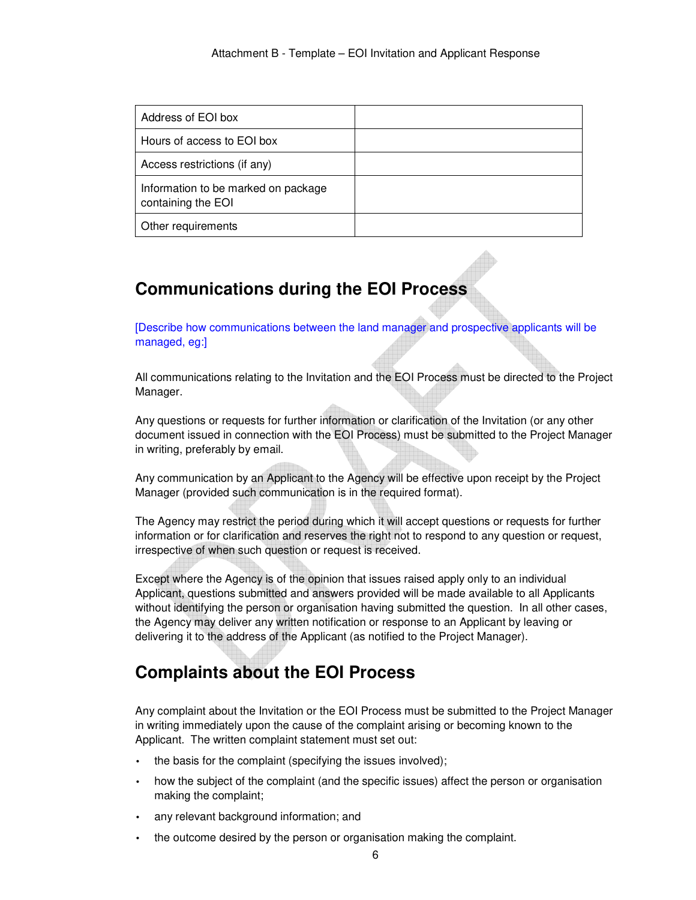| Address of EOI box | |
| --- | --- |
| Hours of access to EOI box | |
| Access restrictions (if any) | |
| Information to be marked on package containing the EOI | |
| Other requirements | |

## Communications during the EOI Process

[Describe how communications between the land manager and prospective applicants will be managed, eg:]

All communications relating to the Invitation and the EOI Process must be directed to the Project Manager.

Any questions or requests for further information or clarification of the Invitation (or any other document issued in connection with the EOI Process) must be submitted to the Project Manager in writing, preferably by email.

Any communication by an Applicant to the Agency will be effective upon receipt by the Project Manager (provided such communication is in the required format).

The Agency may restrict the period during which it will accept questions or requests for further information or for clarification and reserves the right not to respond to any question or request, irrespective of when such question or request is received.

Except where the Agency is of the opinion that issues raised apply only to an individual Applicant, questions submitted and answers provided will be made available to all Applicants without identifying the person or organisation having submitted the question. In all other cases, the Agency may deliver any written notification or response to an Applicant by leaving or delivering it to the address of the Applicant (as notified to the Project Manager).

## Complaints about the EOI Process

Any complaint about the Invitation or the EOI Process must be submitted to the Project Manager in writing immediately upon the cause of the complaint arising or becoming known to the Applicant. The written complaint statement must set out:

- the basis for the complaint (specifying the issues involved);
- how the subject of the complaint (and the specific issues) affect the person or organisation making the complaint;
- any relevant background information; and
- the outcome desired by the person or organisation making the complaint.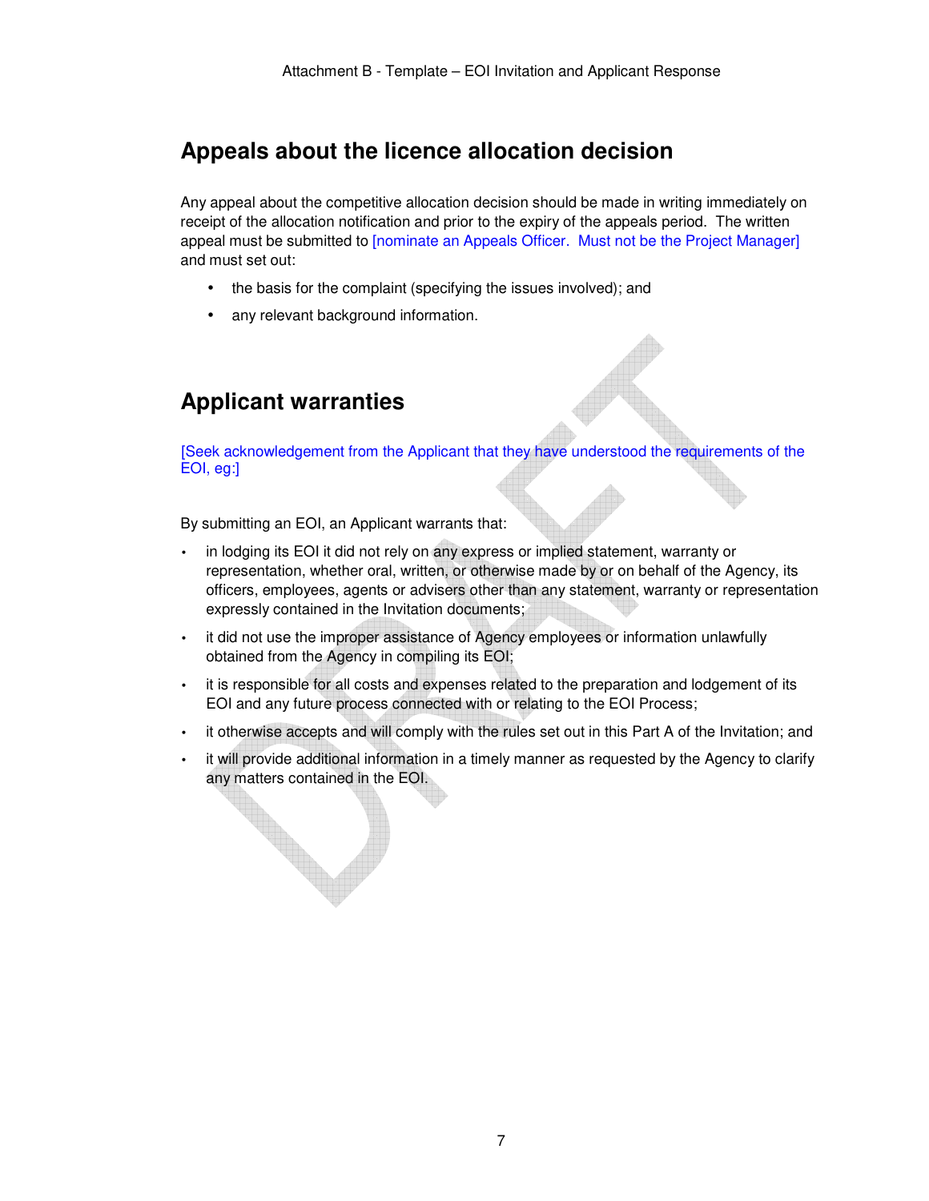## Appeals about the licence allocation decision

Any appeal about the competitive allocation decision should be made in writing immediately on receipt of the allocation notification and prior to the expiry of the appeals period. The written appeal must be submitted to [nominate an Appeals Officer. Must not be the Project Manager] and must set out:

- the basis for the complaint (specifying the issues involved); and
- any relevant background information.

## Applicant warranties

[Seek acknowledgement from the Applicant that they have understood the requirements of the EOI, eg:]

By submitting an EOI, an Applicant warrants that:

- in lodging its EOI it did not rely on any express or implied statement, warranty or representation, whether oral, written, or otherwise made by or on behalf of the Agency, its officers, employees, agents or advisers other than any statement, warranty or representation expressly contained in the Invitation documents;
- it did not use the improper assistance of Agency employees or information unlawfully obtained from the Agency in compiling its EOI;
- it is responsible for all costs and expenses related to the preparation and lodgement of its EOI and any future process connected with or relating to the EOI Process;
- it otherwise accepts and will comply with the rules set out in this Part A of the Invitation; and
- it will provide additional information in a timely manner as requested by the Agency to clarify any matters contained in the EOI.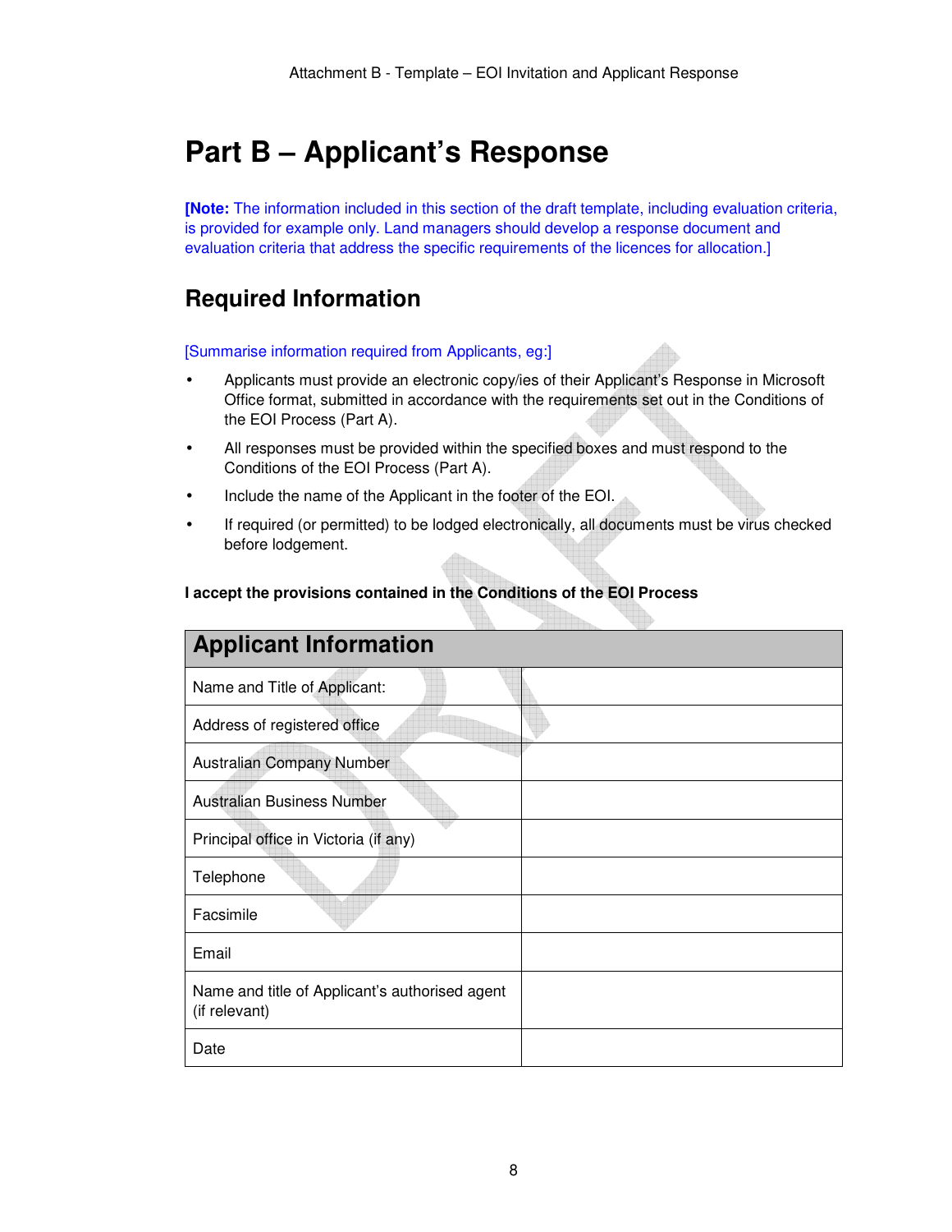# Part B – Applicant's Response

**[Note:** The information included in this section of the draft template, including evaluation criteria, is provided for example only. Land managers should develop a response document and evaluation criteria that address the specific requirements of the licences for allocation.]

## Required Information

[Summarise information required from Applicants, eg:]

- Applicants must provide an electronic copy/ies of their Applicant's Response in Microsoft Office format, submitted in accordance with the requirements set out in the Conditions of the EOI Process (Part A).
- All responses must be provided within the specified boxes and must respond to the Conditions of the EOI Process (Part A).
- Include the name of the Applicant in the footer of the EOI.
- If required (or permitted) to be lodged electronically, all documents must be virus checked before lodgement.

**I accept the provisions contained in the Conditions of the EOI Process**

| Applicant Information | |
|---|---|
| Name and Title of Applicant: | |
| Address of registered office | |
| Australian Company Number | |
| Australian Business Number | |
| Principal office in Victoria (if any) | |
| Telephone | |
| Facsimile | |
| Email | |
| Name and title of Applicant's authorised agent (if relevant) | |
| Date | |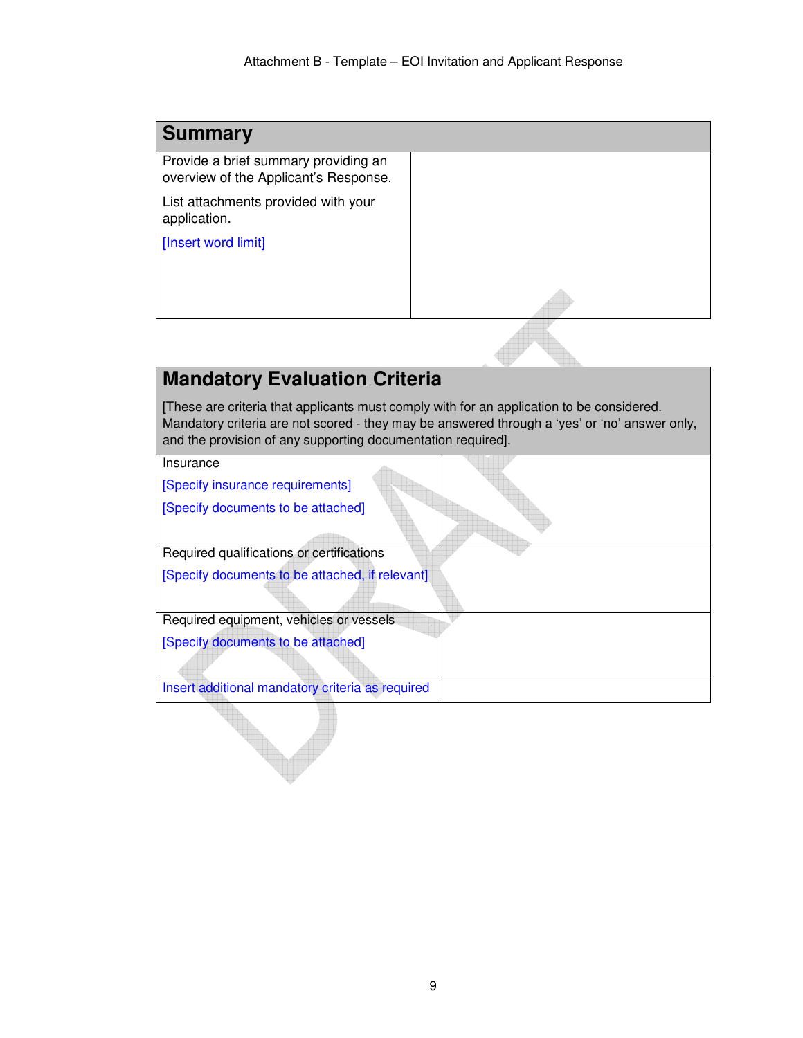| Summary | |
|---|---|
| Provide a brief summary providing an overview of the Applicant's Response.<br><br>List attachments provided with your application.<br><br>[Insert word limit] | |

| Mandatory Evaluation Criteria<br><br>[These are criteria that applicants must comply with for an application to be considered. Mandatory criteria are not scored - they may be answered through a 'yes' or 'no' answer only, and the provision of any supporting documentation required]. | |
|---|---|
| Insurance<br><br>[Specify insurance requirements]<br><br>[Specify documents to be attached] | |
| Required qualifications or certifications<br><br>[Specify documents to be attached, if relevant] | |
| Required equipment, vehicles or vessels<br><br>[Specify documents to be attached] | |
| Insert additional mandatory criteria as required | |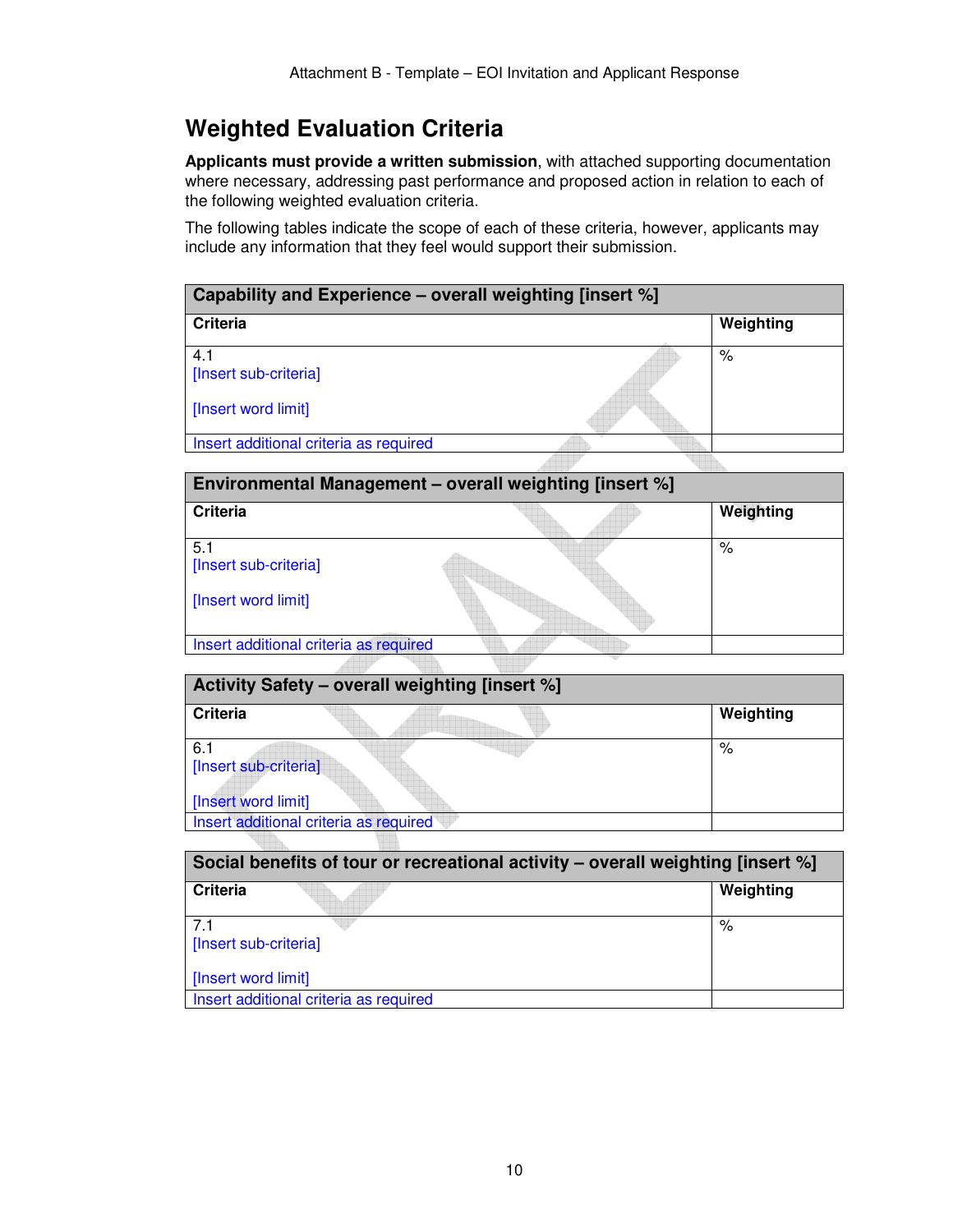# Weighted Evaluation Criteria

**Applicants must provide a written submission**, with attached supporting documentation where necessary, addressing past performance and proposed action in relation to each of the following weighted evaluation criteria.

The following tables indicate the scope of each of these criteria, however, applicants may include any information that they feel would support their submission.

| Capability and Experience – overall weighting [insert %] | |
|---|---|
| **Criteria** | **Weighting** |
| 4.1<br>[Insert sub-criteria]<br><br>[Insert word limit] | % |
| Insert additional criteria as required | |

| Environmental Management – overall weighting [insert %] | |
|---|---|
| **Criteria** | **Weighting** |
| 5.1<br>[Insert sub-criteria]<br><br>[Insert word limit] | % |
| Insert additional criteria as required | |

| Activity Safety – overall weighting [insert %] | |
|---|---|
| **Criteria** | **Weighting** |
| 6.1<br>[Insert sub-criteria]<br><br>[Insert word limit] | % |
| Insert additional criteria as required | |

| Social benefits of tour or recreational activity – overall weighting [insert %] | |
|---|---|
| **Criteria** | **Weighting** |
| 7.1<br>[Insert sub-criteria]<br><br>[Insert word limit] | % |
| Insert additional criteria as required | |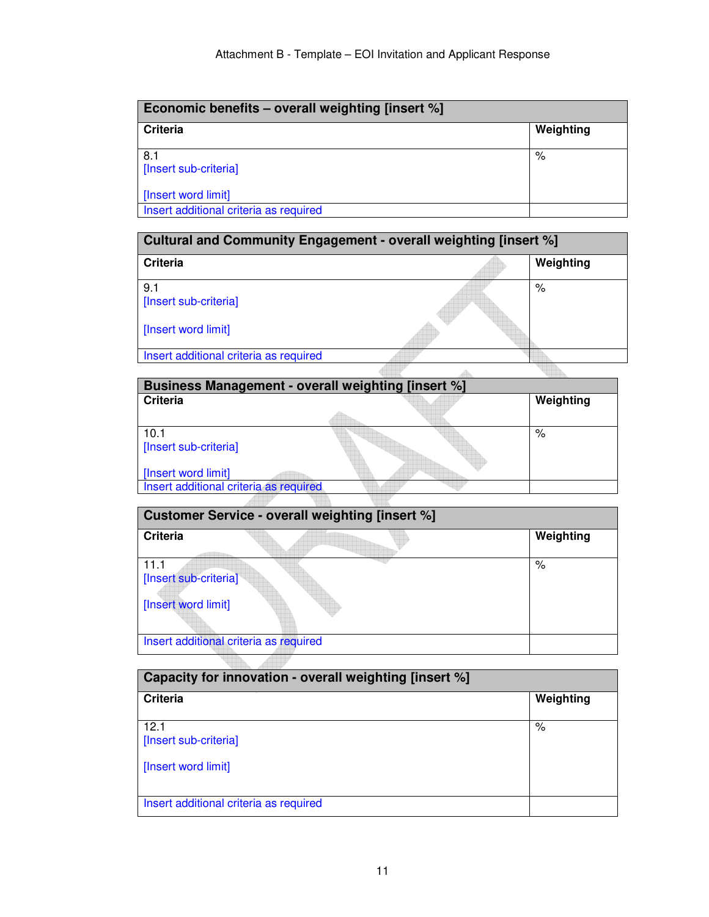| Economic benefits – overall weighting [insert %] | |
|---|---|
| **Criteria** | **Weighting** |
| 8.1<br>[Insert sub-criteria]<br><br>[Insert word limit] | % |
| Insert additional criteria as required | |

| Cultural and Community Engagement - overall weighting [insert %] | |
|---|---|
| **Criteria** | **Weighting** |
| 9.1<br>[Insert sub-criteria]<br><br>[Insert word limit] | % |
| Insert additional criteria as required | |

| Business Management - overall weighting [insert %] | |
|---|---|
| **Criteria** | **Weighting** |
| 10.1<br>[Insert sub-criteria]<br><br>[Insert word limit] | % |
| Insert additional criteria as required | |

| Customer Service - overall weighting [insert %] | |
|---|---|
| **Criteria** | **Weighting** |
| 11.1<br>[Insert sub-criteria]<br><br>[Insert word limit] | % |
| Insert additional criteria as required | |

| Capacity for innovation - overall weighting [insert %] | |
|---|---|
| **Criteria** | **Weighting** |
| 12.1<br>[Insert sub-criteria]<br><br>[Insert word limit] | % |
| Insert additional criteria as required | |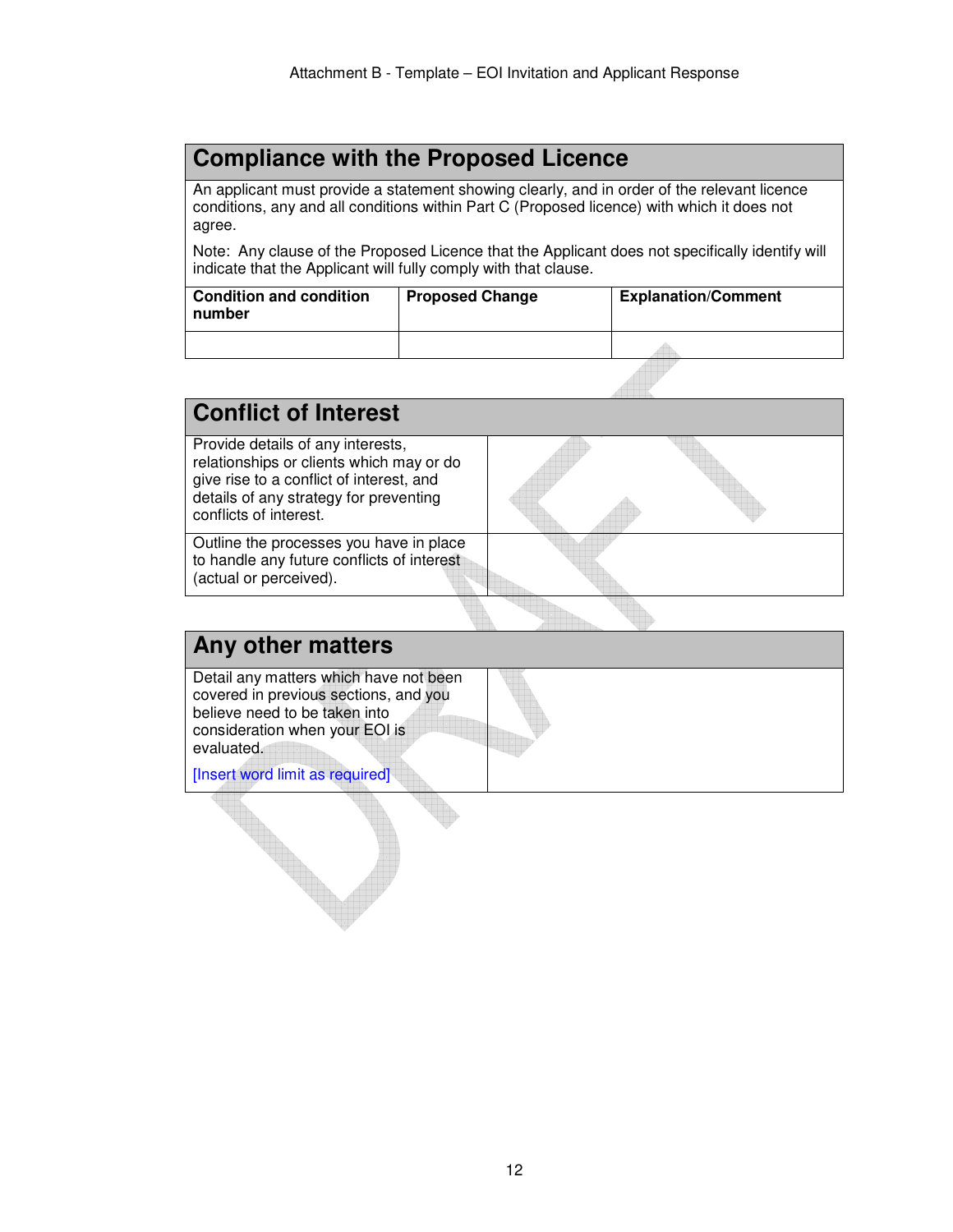## Compliance with the Proposed Licence

An applicant must provide a statement showing clearly, and in order of the relevant licence conditions, any and all conditions within Part C (Proposed licence) with which it does not agree.

Note: Any clause of the Proposed Licence that the Applicant does not specifically identify will indicate that the Applicant will fully comply with that clause.

| Condition and condition number | Proposed Change | Explanation/Comment |
|---|---|---|
| | | |

## Conflict of Interest

| | |
|---|---|
| Provide details of any interests, relationships or clients which may or do give rise to a conflict of interest, and details of any strategy for preventing conflicts of interest. | |
| Outline the processes you have in place to handle any future conflicts of interest (actual or perceived). | |

## Any other matters

| | |
|---|---|
| Detail any matters which have not been covered in previous sections, and you believe need to be taken into consideration when your EOI is evaluated.<br><br>[Insert word limit as required] | |